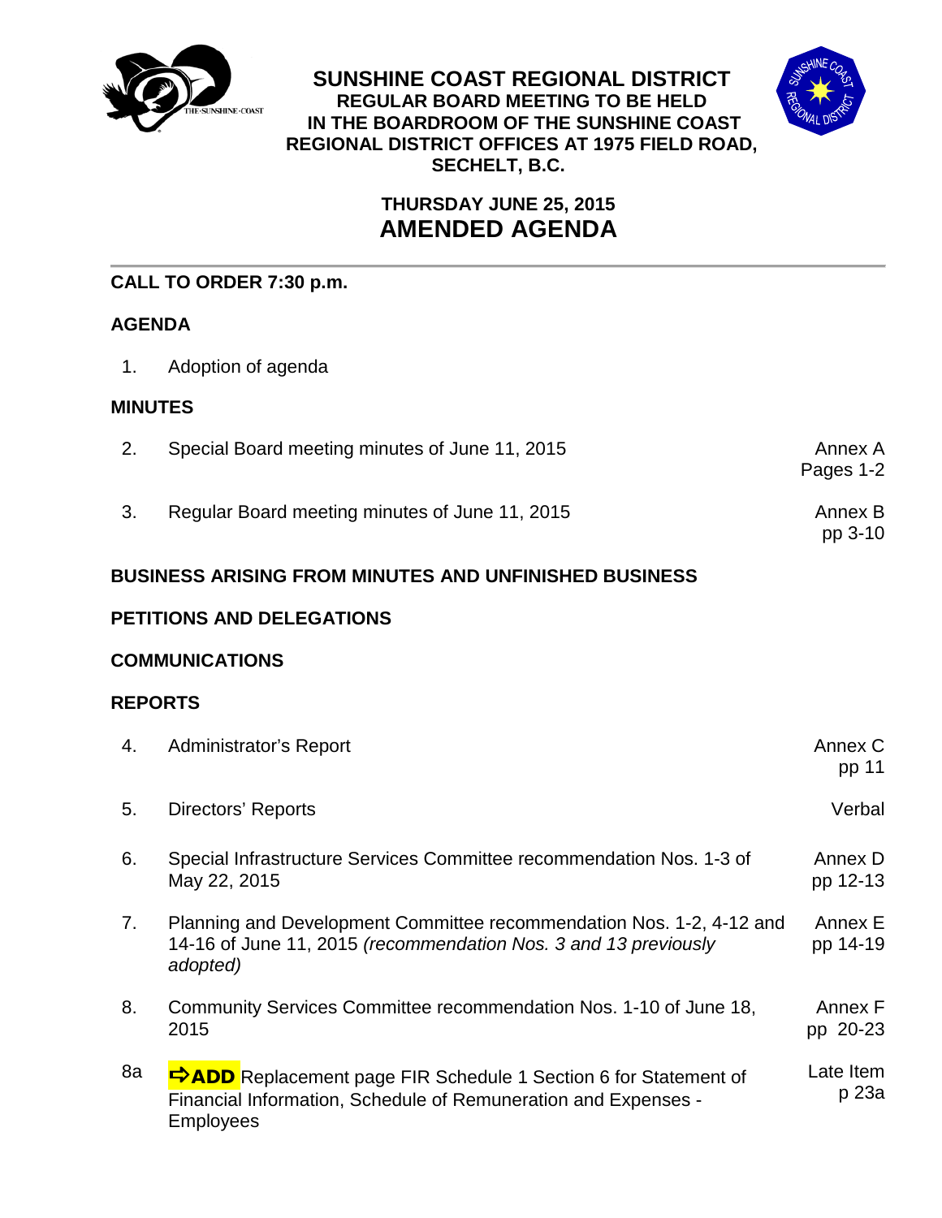# SUNSHINE COAST REGIONAL DISTRICT

**REGULAR BOARD MEETING TO BE HELD IN THE BOARDROOM OF THE SUNSHINE COAST REGIONAL DISTRICT OFFICES AT 1975 FIELD ROAD, SECHELT, B.C.**

**THURSDAY JUNE 25, 2015**

## AMENDED AGENDA

---

**CALL TO ORDER 7:30 p.m.**

**AGENDA**

| | | |
|---|---|---|
| 1. | Adoption of agenda | |

**MINUTES**

| | | |
|---|---|---|
| 2. | Special Board meeting minutes of June 11, 2015 | Annex A Pages 1-2 |
| 3. | Regular Board meeting minutes of June 11, 2015 | Annex B pp 3-10 |

**BUSINESS ARISING FROM MINUTES AND UNFINISHED BUSINESS**

**PETITIONS AND DELEGATIONS**

**COMMUNICATIONS**

**REPORTS**

| | | |
|---|---|---|
| 4. | Administrator's Report | Annex C pp 11 |
| 5. | Directors' Reports | Verbal |
| 6. | Special Infrastructure Services Committee recommendation Nos. 1-3 of May 22, 2015 | Annex D pp 12-13 |
| 7. | Planning and Development Committee recommendation Nos. 1-2, 4-12 and 14-16 of June 11, 2015 *(recommendation Nos. 3 and 13 previously adopted)* | Annex E pp 14-19 |
| 8. | Community Services Committee recommendation Nos. 1-10 of June 18, 2015 | Annex F pp 20-23 |
| 8a | ⇨**ADD** Replacement page FIR Schedule 1 Section 6 for Statement of Financial Information, Schedule of Remuneration and Expenses - Employees | Late Item p 23a |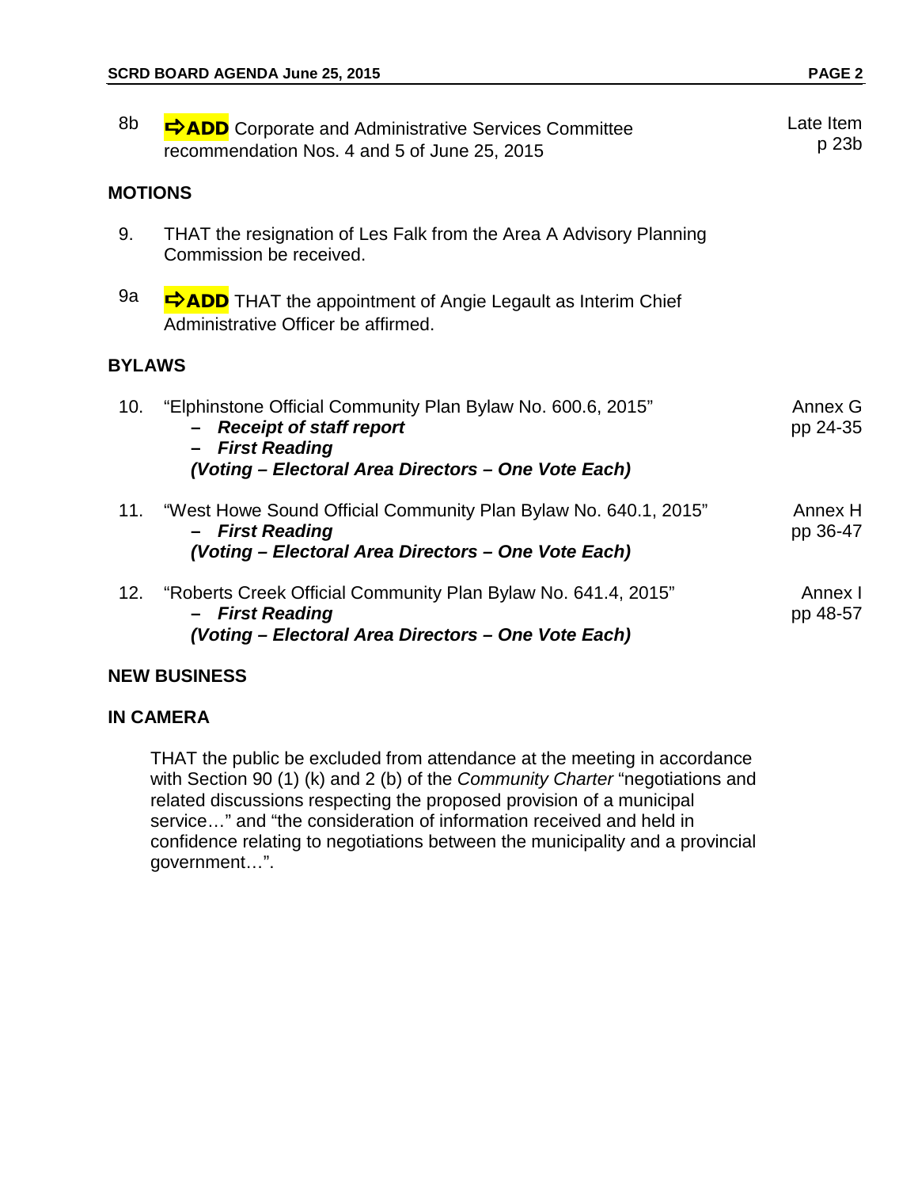| | | |
|---|---|---|
| 8b | ➪**ADD** Corporate and Administrative Services Committee recommendation Nos. 4 and 5 of June 25, 2015 | Late Item p 23b |

## MOTIONS

| | | |
|---|---|---|
| 9. | THAT the resignation of Les Falk from the Area A Advisory Planning Commission be received. | |
| 9a | ➪**ADD** THAT the appointment of Angie Legault as Interim Chief Administrative Officer be affirmed. | |

## BYLAWS

| | | |
|---|---|---|
| 10. | "Elphinstone Official Community Plan Bylaw No. 600.6, 2015"<br>– ***Receipt of staff report***<br>– ***First Reading***<br>***(Voting – Electoral Area Directors – One Vote Each)*** | Annex G pp 24-35 |
| 11. | "West Howe Sound Official Community Plan Bylaw No. 640.1, 2015"<br>– ***First Reading***<br>***(Voting – Electoral Area Directors – One Vote Each)*** | Annex H pp 36-47 |
| 12. | "Roberts Creek Official Community Plan Bylaw No. 641.4, 2015"<br>– ***First Reading***<br>***(Voting – Electoral Area Directors – One Vote Each)*** | Annex I pp 48-57 |

## NEW BUSINESS

## IN CAMERA

THAT the public be excluded from attendance at the meeting in accordance with Section 90 (1) (k) and 2 (b) of the *Community Charter* "negotiations and related discussions respecting the proposed provision of a municipal service…" and "the consideration of information received and held in confidence relating to negotiations between the municipality and a provincial government…".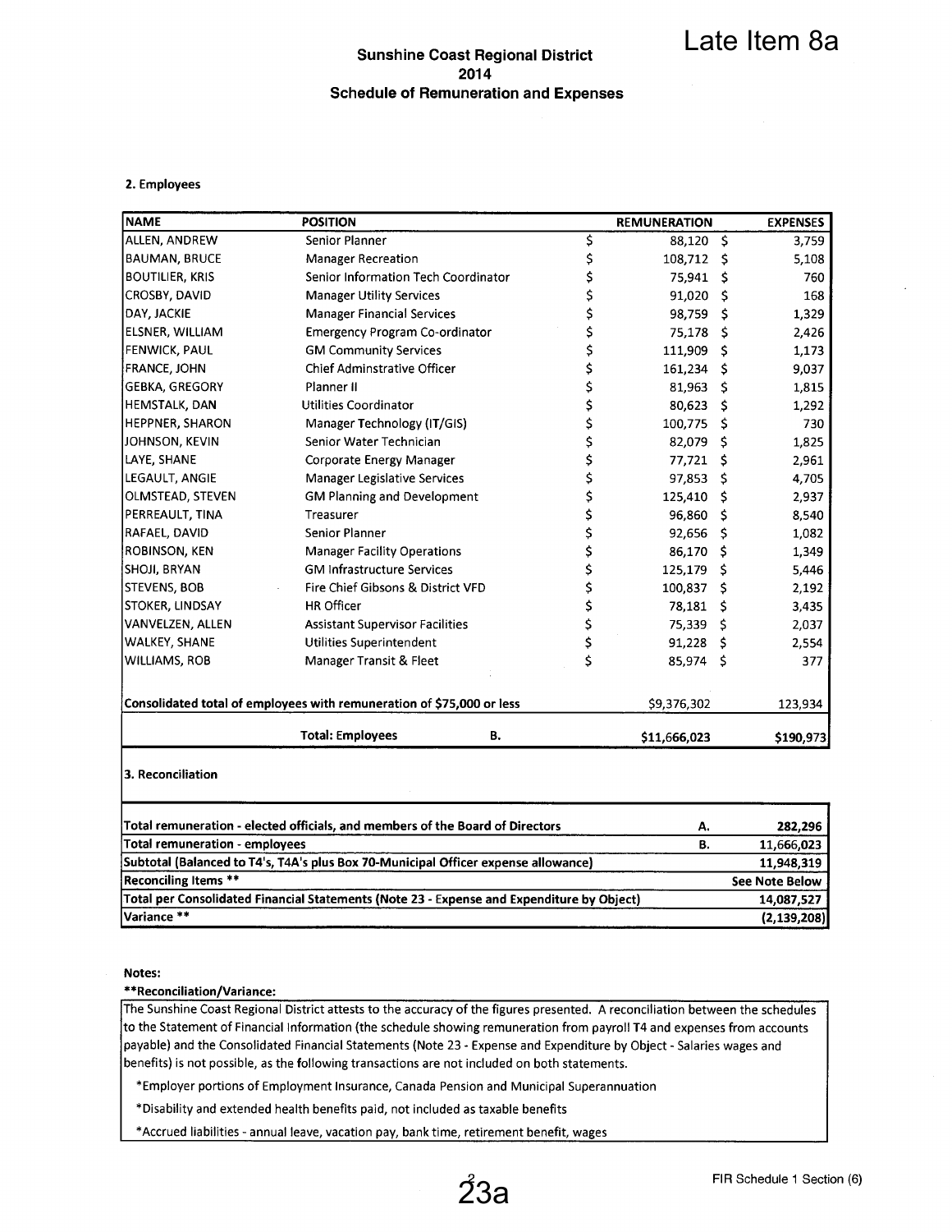Late Item 8a

## Sunshine Coast Regional District
## 2014
## Schedule of Remuneration and Expenses

### 2. Employees

| NAME | POSITION | REMUNERATION | EXPENSES |
|---|---|---|---|
| ALLEN, ANDREW | Senior Planner | $ 88,120 | $ 3,759 |
| BAUMAN, BRUCE | Manager Recreation | $ 108,712 | $ 5,108 |
| BOUTILIER, KRIS | Senior Information Tech Coordinator | $ 75,941 | $ 760 |
| CROSBY, DAVID | Manager Utility Services | $ 91,020 | $ 168 |
| DAY, JACKIE | Manager Financial Services | $ 98,759 | $ 1,329 |
| ELSNER, WILLIAM | Emergency Program Co-ordinator | $ 75,178 | $ 2,426 |
| FENWICK, PAUL | GM Community Services | $ 111,909 | $ 1,173 |
| FRANCE, JOHN | Chief Adminstrative Officer | $ 161,234 | $ 9,037 |
| GEBKA, GREGORY | Planner II | $ 81,963 | $ 1,815 |
| HEMSTALK, DAN | Utilities Coordinator | $ 80,623 | $ 1,292 |
| HEPPNER, SHARON | Manager Technology (IT/GIS) | $ 100,775 | $ 730 |
| JOHNSON, KEVIN | Senior Water Technician | $ 82,079 | $ 1,825 |
| LAYE, SHANE | Corporate Energy Manager | $ 77,721 | $ 2,961 |
| LEGAULT, ANGIE | Manager Legislative Services | $ 97,853 | $ 4,705 |
| OLMSTEAD, STEVEN | GM Planning and Development | $ 125,410 | $ 2,937 |
| PERREAULT, TINA | Treasurer | $ 96,860 | $ 8,540 |
| RAFAEL, DAVID | Senior Planner | $ 92,656 | $ 1,082 |
| ROBINSON, KEN | Manager Facility Operations | $ 86,170 | $ 1,349 |
| SHOJI, BRYAN | GM Infrastructure Services | $ 125,179 | $ 5,446 |
| STEVENS, BOB | Fire Chief Gibsons & District VFD | $ 100,837 | $ 2,192 |
| STOKER, LINDSAY | HR Officer | $ 78,181 | $ 3,435 |
| VANVELZEN, ALLEN | Assistant Supervisor Facilities | $ 75,339 | $ 2,037 |
| WALKEY, SHANE | Utilities Superintendent | $ 91,228 | $ 2,554 |
| WILLIAMS, ROB | Manager Transit & Fleet | $ 85,974 | $ 377 |
| Consolidated total of employees with remuneration of $75,000 or less | | $9,376,302 | 123,934 |
| | **Total: Employees B.** | **$11,666,023** | **$190,973** |

### 3. Reconciliation

| | | |
|---|---|---|
| Total remuneration - elected officials, and members of the Board of Directors | A. | 282,296 |
| Total remuneration - employees | B. | 11,666,023 |
| Subtotal (Balanced to T4's, T4A's plus Box 70-Municipal Officer expense allowance) | | 11,948,319 |
| Reconciling Items ** | | See Note Below |
| Total per Consolidated Financial Statements (Note 23 - Expense and Expenditure by Object) | | 14,087,527 |
| Variance ** | | (2,139,208) |

**Notes:**

****Reconciliation/Variance:**

The Sunshine Coast Regional District attests to the accuracy of the figures presented. A reconciliation between the schedules to the Statement of Financial Information (the schedule showing remuneration from payroll T4 and expenses from accounts payable) and the Consolidated Financial Statements (Note 23 - Expense and Expenditure by Object - Salaries wages and benefits) is not possible, as the following transactions are not included on both statements.

*Employer portions of Employment Insurance, Canada Pension and Municipal Superannuation

*Disability and extended health benefits paid, not included as taxable benefits

*Accrued liabilities - annual leave, vacation pay, bank time, retirement benefit, wages

23a

FIR Schedule 1 Section (6)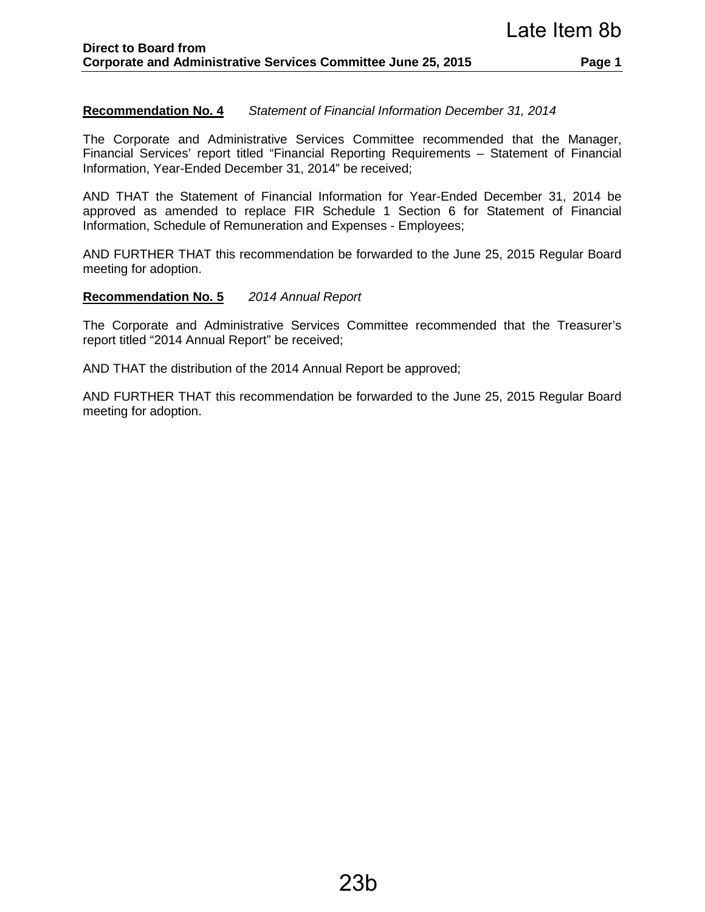Late Item 8b

**Direct to Board from**
**Corporate and Administrative Services Committee June 25, 2015**

**Recommendation No. 4** *Statement of Financial Information December 31, 2014*

The Corporate and Administrative Services Committee recommended that the Manager, Financial Services' report titled "Financial Reporting Requirements – Statement of Financial Information, Year-Ended December 31, 2014" be received;

AND THAT the Statement of Financial Information for Year-Ended December 31, 2014 be approved as amended to replace FIR Schedule 1 Section 6 for Statement of Financial Information, Schedule of Remuneration and Expenses - Employees;

AND FURTHER THAT this recommendation be forwarded to the June 25, 2015 Regular Board meeting for adoption.

**Recommendation No. 5** *2014 Annual Report*

The Corporate and Administrative Services Committee recommended that the Treasurer's report titled "2014 Annual Report" be received;

AND THAT the distribution of the 2014 Annual Report be approved;

AND FURTHER THAT this recommendation be forwarded to the June 25, 2015 Regular Board meeting for adoption.